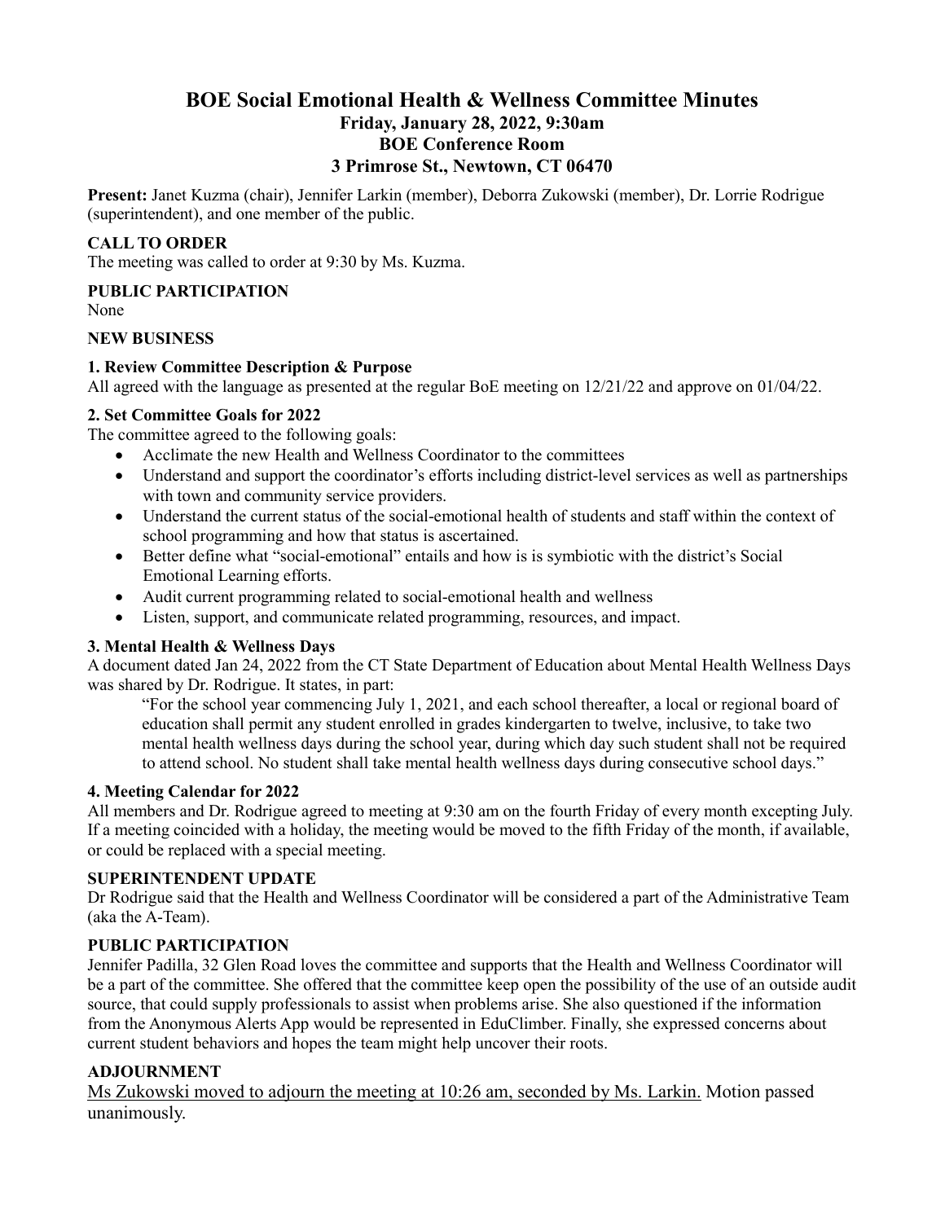# BOE Social Emotional Health & Wellness Committee Minutes

## Friday, January 28, 2022, 9:30am
## BOE Conference Room
## 3 Primrose St., Newtown, CT 06470

**Present:** Janet Kuzma (chair), Jennifer Larkin (member), Deborra Zukowski (member), Dr. Lorrie Rodrigue (superintendent), and one member of the public.

### CALL TO ORDER

The meeting was called to order at 9:30 by Ms. Kuzma.

### PUBLIC PARTICIPATION

None

### NEW BUSINESS

#### 1. Review Committee Description & Purpose

All agreed with the language as presented at the regular BoE meeting on 12/21/22 and approve on 01/04/22.

#### 2. Set Committee Goals for 2022

The committee agreed to the following goals:

- Acclimate the new Health and Wellness Coordinator to the committees
- Understand and support the coordinator's efforts including district-level services as well as partnerships with town and community service providers.
- Understand the current status of the social-emotional health of students and staff within the context of school programming and how that status is ascertained.
- Better define what "social-emotional" entails and how is is symbiotic with the district's Social Emotional Learning efforts.
- Audit current programming related to social-emotional health and wellness
- Listen, support, and communicate related programming, resources, and impact.

#### 3. Mental Health & Wellness Days

A document dated Jan 24, 2022 from the CT State Department of Education about Mental Health Wellness Days was shared by Dr. Rodrigue. It states, in part:

> "For the school year commencing July 1, 2021, and each school thereafter, a local or regional board of education shall permit any student enrolled in grades kindergarten to twelve, inclusive, to take two mental health wellness days during the school year, during which day such student shall not be required to attend school. No student shall take mental health wellness days during consecutive school days."

#### 4. Meeting Calendar for 2022

All members and Dr. Rodrigue agreed to meeting at 9:30 am on the fourth Friday of every month excepting July. If a meeting coincided with a holiday, the meeting would be moved to the fifth Friday of the month, if available, or could be replaced with a special meeting.

### SUPERINTENDENT UPDATE

Dr Rodrigue said that the Health and Wellness Coordinator will be considered a part of the Administrative Team (aka the A-Team).

### PUBLIC PARTICIPATION

Jennifer Padilla, 32 Glen Road loves the committee and supports that the Health and Wellness Coordinator will be a part of the committee. She offered that the committee keep open the possibility of the use of an outside audit source, that could supply professionals to assist when problems arise. She also questioned if the information from the Anonymous Alerts App would be represented in EduClimber. Finally, she expressed concerns about current student behaviors and hopes the team might help uncover their roots.

### ADJOURNMENT

<u>Ms Zukowski moved to adjourn the meeting at 10:26 am, seconded by Ms. Larkin.</u> Motion passed unanimously.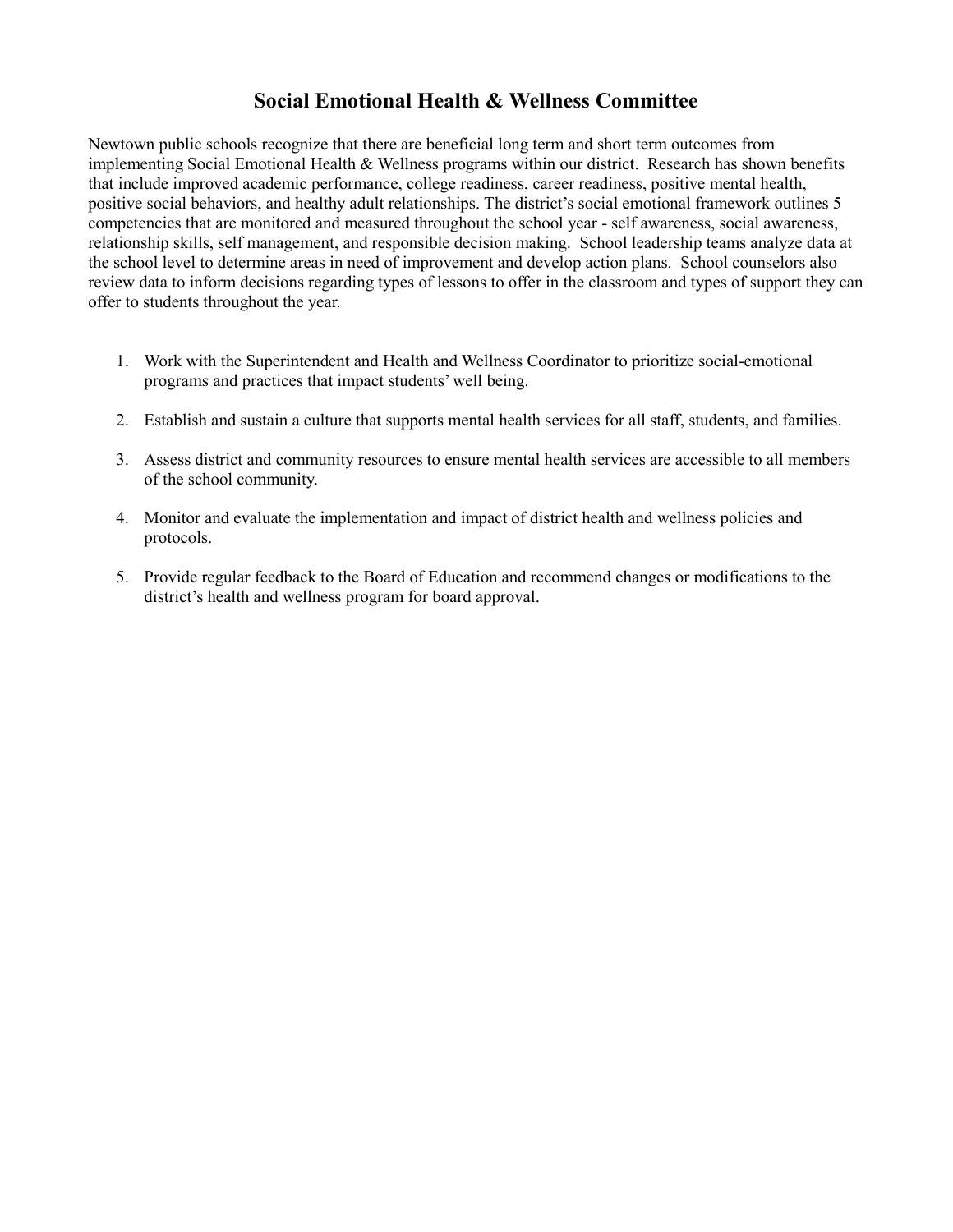# Social Emotional Health & Wellness Committee

Newtown public schools recognize that there are beneficial long term and short term outcomes from implementing Social Emotional Health & Wellness programs within our district. Research has shown benefits that include improved academic performance, college readiness, career readiness, positive mental health, positive social behaviors, and healthy adult relationships. The district's social emotional framework outlines 5 competencies that are monitored and measured throughout the school year - self awareness, social awareness, relationship skills, self management, and responsible decision making. School leadership teams analyze data at the school level to determine areas in need of improvement and develop action plans. School counselors also review data to inform decisions regarding types of lessons to offer in the classroom and types of support they can offer to students throughout the year.

1. Work with the Superintendent and Health and Wellness Coordinator to prioritize social-emotional programs and practices that impact students' well being.

2. Establish and sustain a culture that supports mental health services for all staff, students, and families.

3. Assess district and community resources to ensure mental health services are accessible to all members of the school community.

4. Monitor and evaluate the implementation and impact of district health and wellness policies and protocols.

5. Provide regular feedback to the Board of Education and recommend changes or modifications to the district's health and wellness program for board approval.